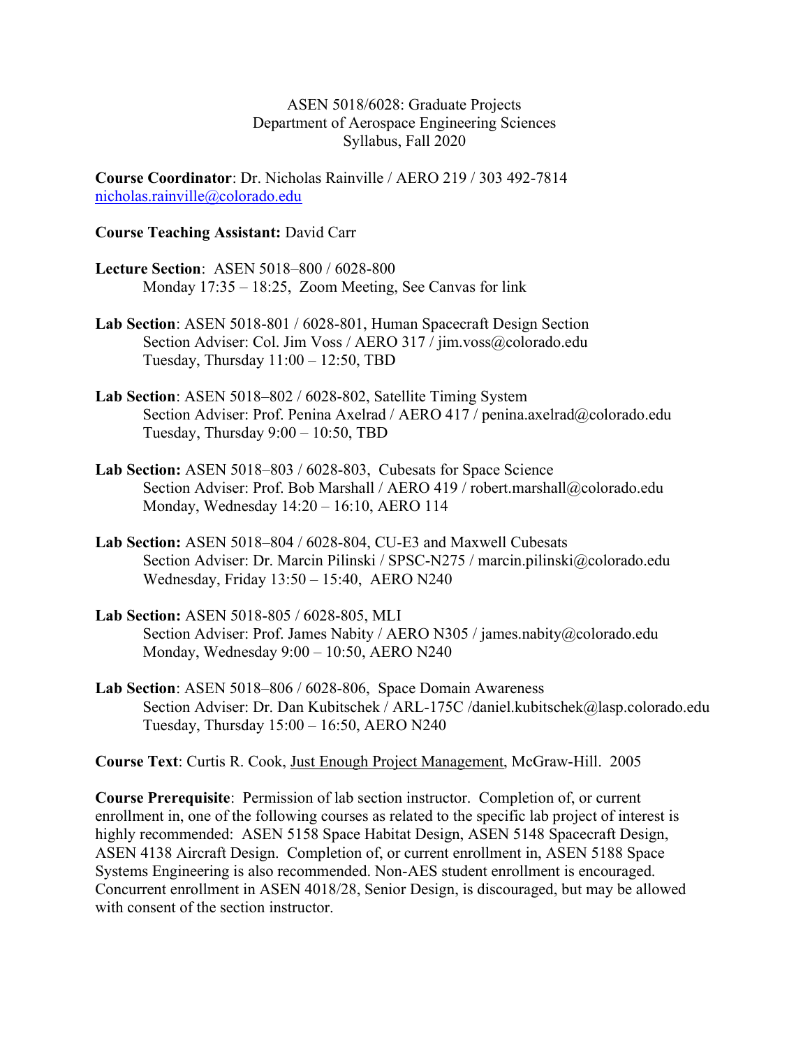# ASEN 5018/6028: Graduate Projects

Department of Aerospace Engineering Sciences

Syllabus, Fall 2020

**Course Coordinator**: Dr. Nicholas Rainville / AERO 219 / 303 492-7814
nicholas.rainville@colorado.edu

**Course Teaching Assistant:** David Carr

**Lecture Section**: ASEN 5018–800 / 6028-800
Monday 17:35 – 18:25, Zoom Meeting, See Canvas for link

**Lab Section**: ASEN 5018-801 / 6028-801, Human Spacecraft Design Section
Section Adviser: Col. Jim Voss / AERO 317 / jim.voss@colorado.edu
Tuesday, Thursday 11:00 – 12:50, TBD

**Lab Section**: ASEN 5018–802 / 6028-802, Satellite Timing System
Section Adviser: Prof. Penina Axelrad / AERO 417 / penina.axelrad@colorado.edu
Tuesday, Thursday 9:00 – 10:50, TBD

**Lab Section:** ASEN 5018–803 / 6028-803, Cubesats for Space Science
Section Adviser: Prof. Bob Marshall / AERO 419 / robert.marshall@colorado.edu
Monday, Wednesday 14:20 – 16:10, AERO 114

**Lab Section:** ASEN 5018–804 / 6028-804, CU-E3 and Maxwell Cubesats
Section Adviser: Dr. Marcin Pilinski / SPSC-N275 / marcin.pilinski@colorado.edu
Wednesday, Friday 13:50 – 15:40, AERO N240

**Lab Section:** ASEN 5018-805 / 6028-805, MLI
Section Adviser: Prof. James Nabity / AERO N305 / james.nabity@colorado.edu
Monday, Wednesday 9:00 – 10:50, AERO N240

**Lab Section**: ASEN 5018–806 / 6028-806, Space Domain Awareness
Section Adviser: Dr. Dan Kubitschek / ARL-175C /daniel.kubitschek@lasp.colorado.edu
Tuesday, Thursday 15:00 – 16:50, AERO N240

**Course Text**: Curtis R. Cook, Just Enough Project Management, McGraw-Hill. 2005

**Course Prerequisite**: Permission of lab section instructor. Completion of, or current enrollment in, one of the following courses as related to the specific lab project of interest is highly recommended: ASEN 5158 Space Habitat Design, ASEN 5148 Spacecraft Design, ASEN 4138 Aircraft Design. Completion of, or current enrollment in, ASEN 5188 Space Systems Engineering is also recommended. Non-AES student enrollment is encouraged. Concurrent enrollment in ASEN 4018/28, Senior Design, is discouraged, but may be allowed with consent of the section instructor.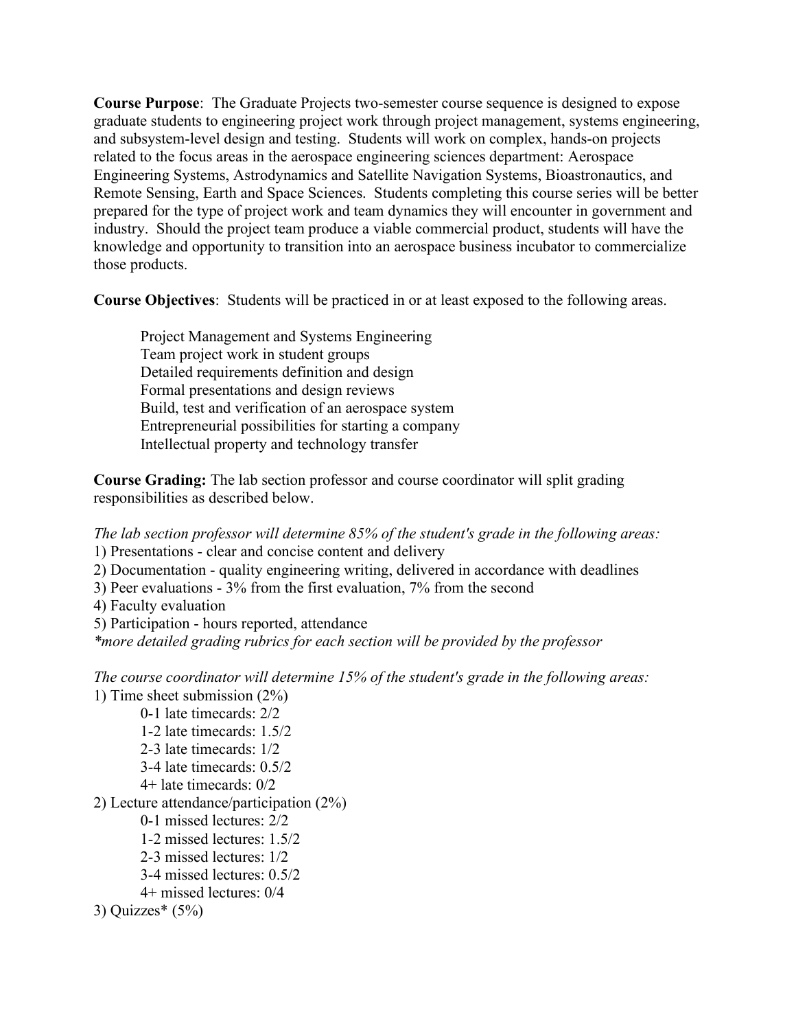**Course Purpose**: The Graduate Projects two-semester course sequence is designed to expose graduate students to engineering project work through project management, systems engineering, and subsystem-level design and testing. Students will work on complex, hands-on projects related to the focus areas in the aerospace engineering sciences department: Aerospace Engineering Systems, Astrodynamics and Satellite Navigation Systems, Bioastronautics, and Remote Sensing, Earth and Space Sciences. Students completing this course series will be better prepared for the type of project work and team dynamics they will encounter in government and industry. Should the project team produce a viable commercial product, students will have the knowledge and opportunity to transition into an aerospace business incubator to commercialize those products.

**Course Objectives**: Students will be practiced in or at least exposed to the following areas.

- Project Management and Systems Engineering
- Team project work in student groups
- Detailed requirements definition and design
- Formal presentations and design reviews
- Build, test and verification of an aerospace system
- Entrepreneurial possibilities for starting a company
- Intellectual property and technology transfer

**Course Grading:** The lab section professor and course coordinator will split grading responsibilities as described below.

*The lab section professor will determine 85% of the student's grade in the following areas:*

1) Presentations - clear and concise content and delivery
2) Documentation - quality engineering writing, delivered in accordance with deadlines
3) Peer evaluations - 3% from the first evaluation, 7% from the second
4) Faculty evaluation
5) Participation - hours reported, attendance

*\*more detailed grading rubrics for each section will be provided by the professor*

*The course coordinator will determine 15% of the student's grade in the following areas:*

1) Time sheet submission (2%)
    - 0-1 late timecards: 2/2
    - 1-2 late timecards: 1.5/2
    - 2-3 late timecards: 1/2
    - 3-4 late timecards: 0.5/2
    - 4+ late timecards: 0/2
2) Lecture attendance/participation (2%)
    - 0-1 missed lectures: 2/2
    - 1-2 missed lectures: 1.5/2
    - 2-3 missed lectures: 1/2
    - 3-4 missed lectures: 0.5/2
    - 4+ missed lectures: 0/4
3) Quizzes* (5%)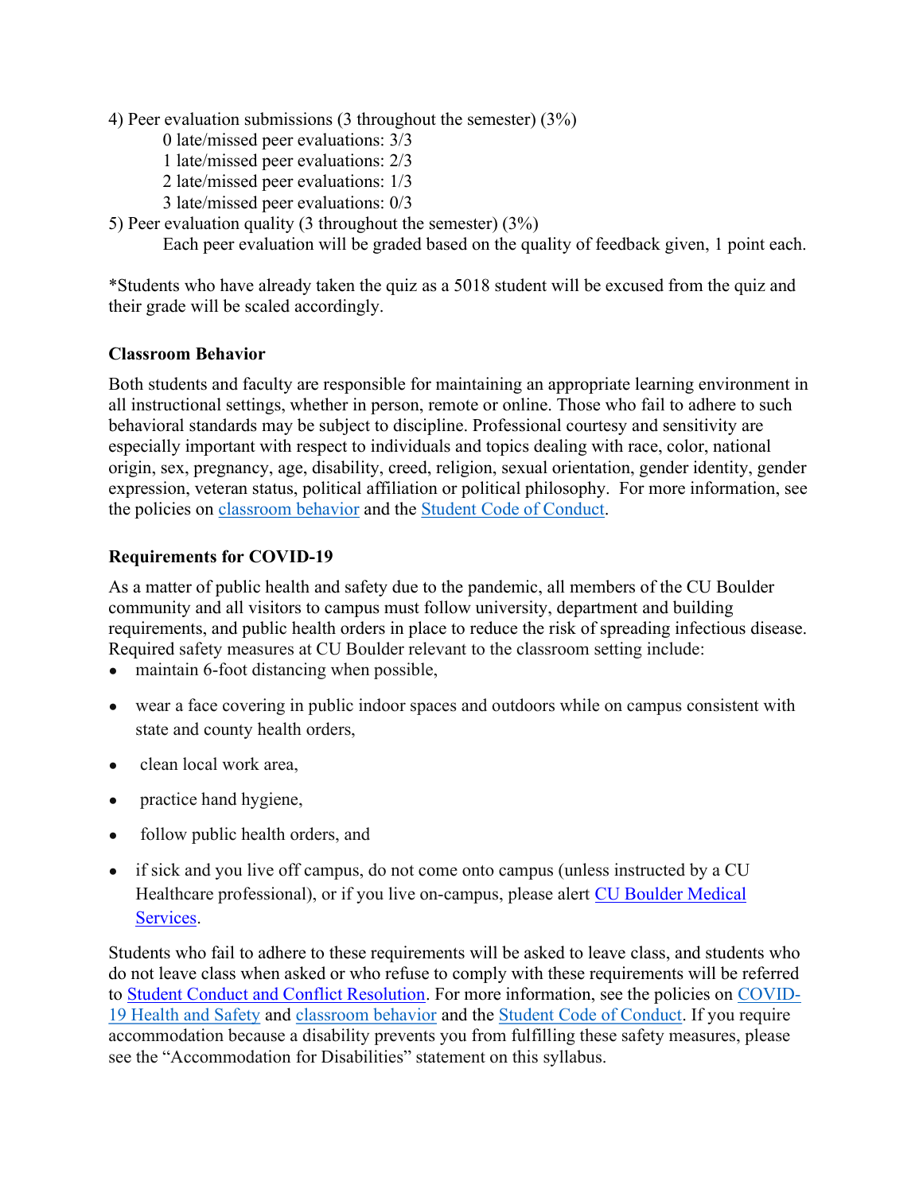4) Peer evaluation submissions (3 throughout the semester) (3%)

 0 late/missed peer evaluations: 3/3
 1 late/missed peer evaluations: 2/3
 2 late/missed peer evaluations: 1/3
 3 late/missed peer evaluations: 0/3

5) Peer evaluation quality (3 throughout the semester) (3%)

 Each peer evaluation will be graded based on the quality of feedback given, 1 point each.

*Students who have already taken the quiz as a 5018 student will be excused from the quiz and their grade will be scaled accordingly.

**Classroom Behavior**

Both students and faculty are responsible for maintaining an appropriate learning environment in all instructional settings, whether in person, remote or online. Those who fail to adhere to such behavioral standards may be subject to discipline. Professional courtesy and sensitivity are especially important with respect to individuals and topics dealing with race, color, national origin, sex, pregnancy, age, disability, creed, religion, sexual orientation, gender identity, gender expression, veteran status, political affiliation or political philosophy. For more information, see the policies on classroom behavior and the Student Code of Conduct.

**Requirements for COVID-19**

As a matter of public health and safety due to the pandemic, all members of the CU Boulder community and all visitors to campus must follow university, department and building requirements, and public health orders in place to reduce the risk of spreading infectious disease. Required safety measures at CU Boulder relevant to the classroom setting include:

- maintain 6-foot distancing when possible,
- wear a face covering in public indoor spaces and outdoors while on campus consistent with state and county health orders,
- clean local work area,
- practice hand hygiene,
- follow public health orders, and
- if sick and you live off campus, do not come onto campus (unless instructed by a CU Healthcare professional), or if you live on-campus, please alert CU Boulder Medical Services.

Students who fail to adhere to these requirements will be asked to leave class, and students who do not leave class when asked or who refuse to comply with these requirements will be referred to Student Conduct and Conflict Resolution. For more information, see the policies on COVID-19 Health and Safety and classroom behavior and the Student Code of Conduct. If you require accommodation because a disability prevents you from fulfilling these safety measures, please see the "Accommodation for Disabilities" statement on this syllabus.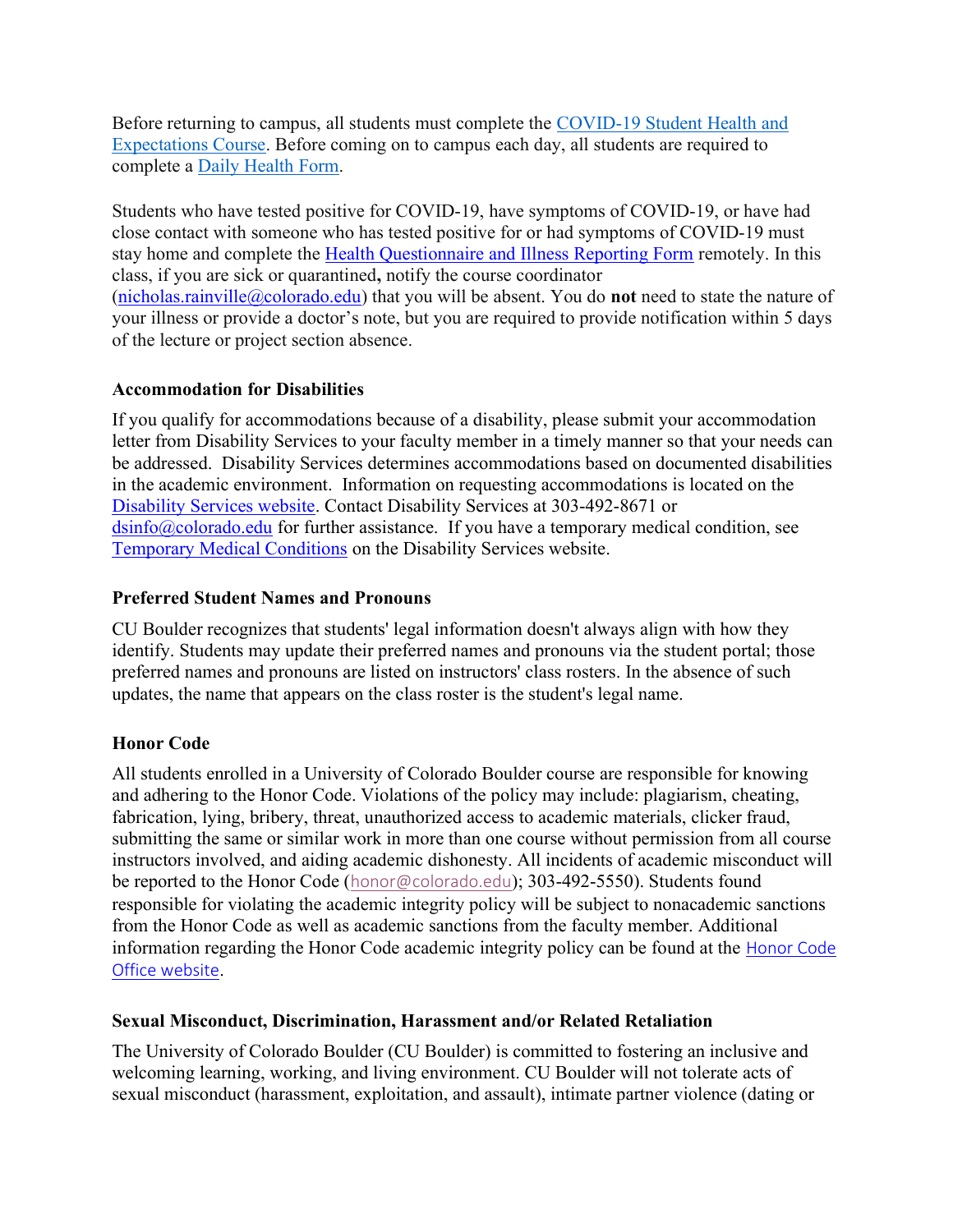Before returning to campus, all students must complete the COVID-19 Student Health and Expectations Course. Before coming on to campus each day, all students are required to complete a Daily Health Form.

Students who have tested positive for COVID-19, have symptoms of COVID-19, or have had close contact with someone who has tested positive for or had symptoms of COVID-19 must stay home and complete the Health Questionnaire and Illness Reporting Form remotely. In this class, if you are sick or quarantined**,** notify the course coordinator (nicholas.rainville@colorado.edu) that you will be absent. You do **not** need to state the nature of your illness or provide a doctor's note, but you are required to provide notification within 5 days of the lecture or project section absence.

### Accommodation for Disabilities

If you qualify for accommodations because of a disability, please submit your accommodation letter from Disability Services to your faculty member in a timely manner so that your needs can be addressed. Disability Services determines accommodations based on documented disabilities in the academic environment. Information on requesting accommodations is located on the Disability Services website. Contact Disability Services at 303-492-8671 or dsinfo@colorado.edu for further assistance. If you have a temporary medical condition, see Temporary Medical Conditions on the Disability Services website.

### Preferred Student Names and Pronouns

CU Boulder recognizes that students' legal information doesn't always align with how they identify. Students may update their preferred names and pronouns via the student portal; those preferred names and pronouns are listed on instructors' class rosters. In the absence of such updates, the name that appears on the class roster is the student's legal name.

### Honor Code

All students enrolled in a University of Colorado Boulder course are responsible for knowing and adhering to the Honor Code. Violations of the policy may include: plagiarism, cheating, fabrication, lying, bribery, threat, unauthorized access to academic materials, clicker fraud, submitting the same or similar work in more than one course without permission from all course instructors involved, and aiding academic dishonesty. All incidents of academic misconduct will be reported to the Honor Code (honor@colorado.edu); 303-492-5550). Students found responsible for violating the academic integrity policy will be subject to nonacademic sanctions from the Honor Code as well as academic sanctions from the faculty member. Additional information regarding the Honor Code academic integrity policy can be found at the Honor Code Office website.

### Sexual Misconduct, Discrimination, Harassment and/or Related Retaliation

The University of Colorado Boulder (CU Boulder) is committed to fostering an inclusive and welcoming learning, working, and living environment. CU Boulder will not tolerate acts of sexual misconduct (harassment, exploitation, and assault), intimate partner violence (dating or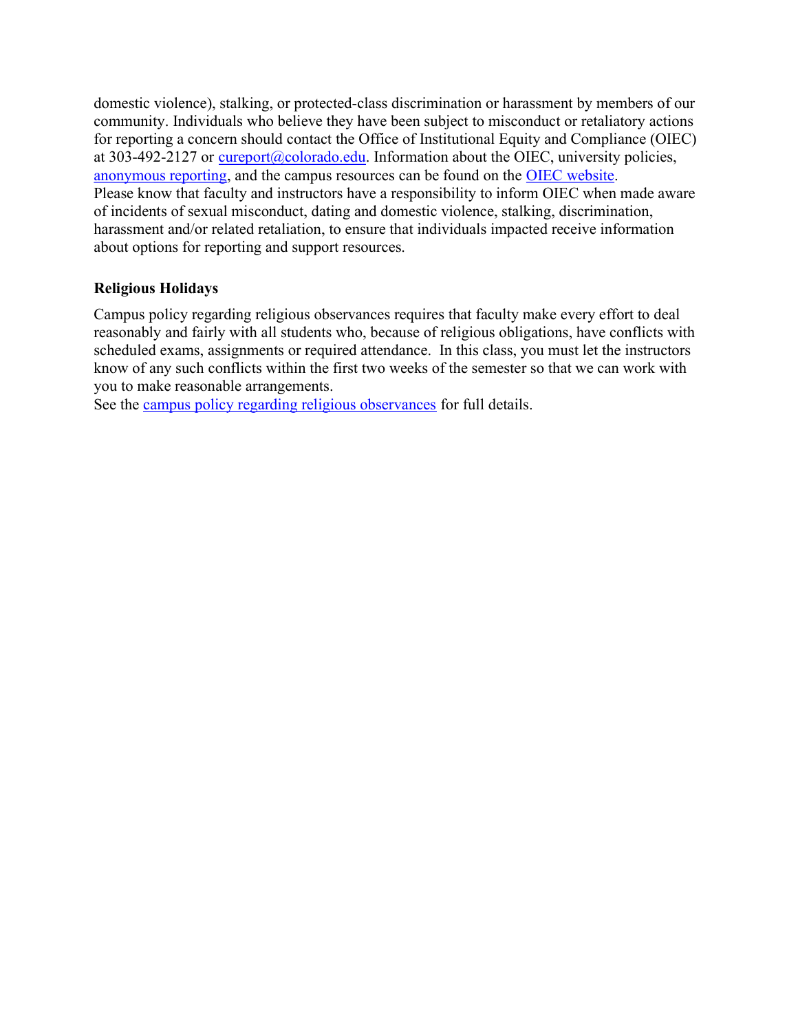domestic violence), stalking, or protected-class discrimination or harassment by members of our community. Individuals who believe they have been subject to misconduct or retaliatory actions for reporting a concern should contact the Office of Institutional Equity and Compliance (OIEC) at 303-492-2127 or cureport@colorado.edu. Information about the OIEC, university policies, anonymous reporting, and the campus resources can be found on the OIEC website.
Please know that faculty and instructors have a responsibility to inform OIEC when made aware of incidents of sexual misconduct, dating and domestic violence, stalking, discrimination, harassment and/or related retaliation, to ensure that individuals impacted receive information about options for reporting and support resources.

**Religious Holidays**

Campus policy regarding religious observances requires that faculty make every effort to deal reasonably and fairly with all students who, because of religious obligations, have conflicts with scheduled exams, assignments or required attendance. In this class, you must let the instructors know of any such conflicts within the first two weeks of the semester so that we can work with you to make reasonable arrangements.
See the campus policy regarding religious observances for full details.